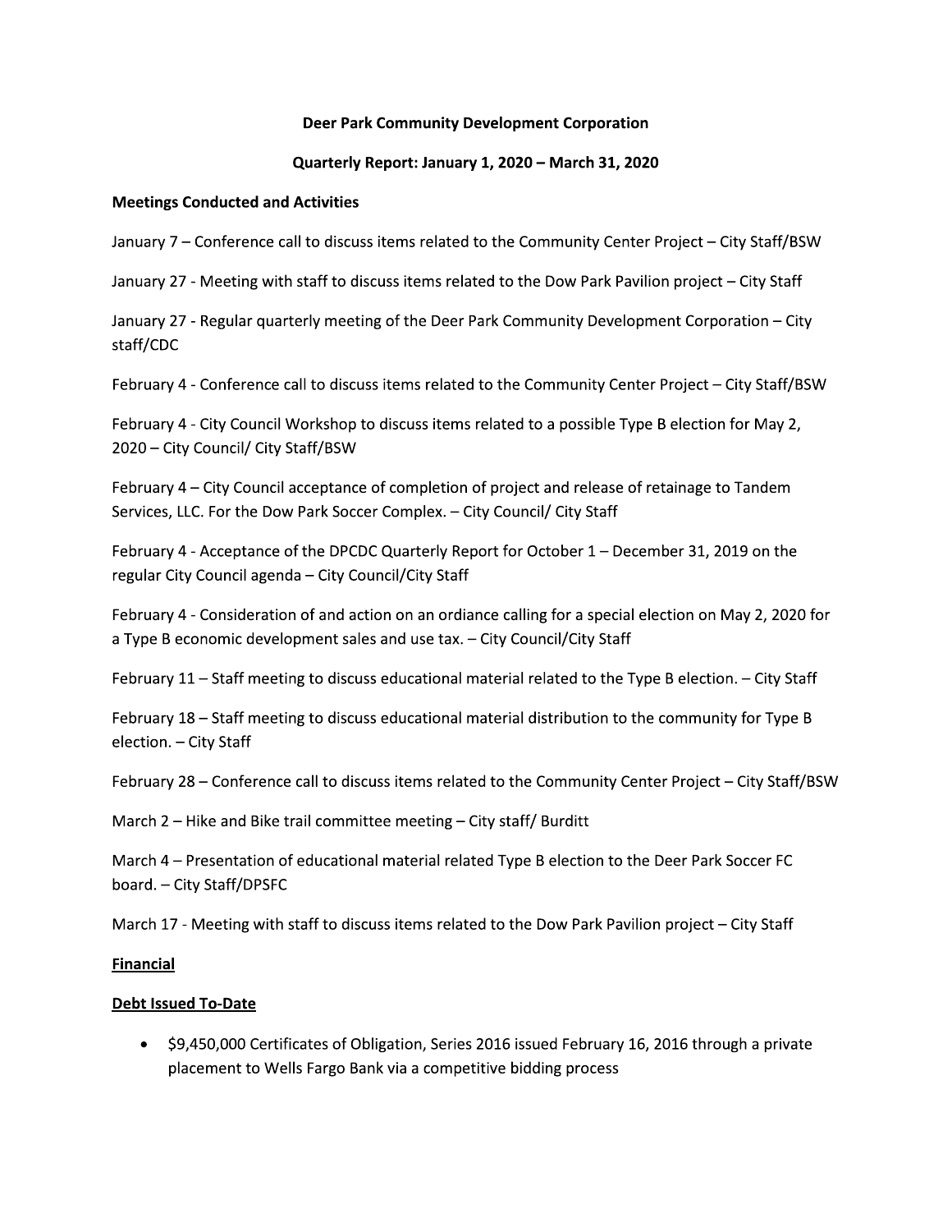**Deer Park Community Development Corporation**

**Quarterly Report: January 1, 2020 – March 31, 2020**

**Meetings Conducted and Activities**

January 7 – Conference call to discuss items related to the Community Center Project – City Staff/BSW

January 27 - Meeting with staff to discuss items related to the Dow Park Pavilion project – City Staff

January 27 - Regular quarterly meeting of the Deer Park Community Development Corporation – City staff/CDC

February 4 - Conference call to discuss items related to the Community Center Project – City Staff/BSW

February 4 - City Council Workshop to discuss items related to a possible Type B election for May 2, 2020 – City Council/ City Staff/BSW

February 4 – City Council acceptance of completion of project and release of retainage to Tandem Services, LLC. For the Dow Park Soccer Complex. – City Council/ City Staff

February 4 - Acceptance of the DPCDC Quarterly Report for October 1 – December 31, 2019 on the regular City Council agenda – City Council/City Staff

February 4 - Consideration of and action on an ordiance calling for a special election on May 2, 2020 for a Type B economic development sales and use tax. – City Council/City Staff

February 11 – Staff meeting to discuss educational material related to the Type B election. – City Staff

February 18 – Staff meeting to discuss educational material distribution to the community for Type B election. – City Staff

February 28 – Conference call to discuss items related to the Community Center Project – City Staff/BSW

March 2 – Hike and Bike trail committee meeting – City staff/ Burditt

March 4 – Presentation of educational material related Type B election to the Deer Park Soccer FC board. – City Staff/DPSFC

March 17 - Meeting with staff to discuss items related to the Dow Park Pavilion project – City Staff

**Financial**

**Debt Issued To-Date**

- $9,450,000 Certificates of Obligation, Series 2016 issued February 16, 2016 through a private placement to Wells Fargo Bank via a competitive bidding process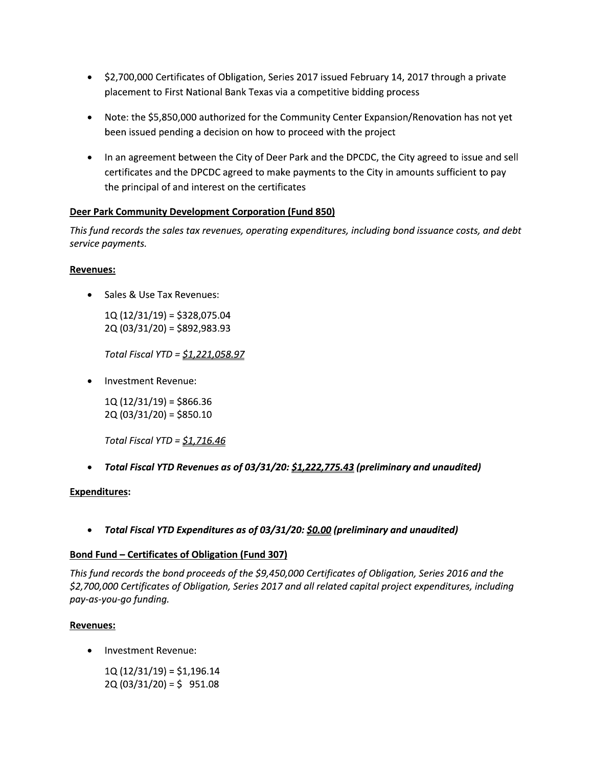- $2,700,000 Certificates of Obligation, Series 2017 issued February 14, 2017 through a private placement to First National Bank Texas via a competitive bidding process

- Note: the $5,850,000 authorized for the Community Center Expansion/Renovation has not yet been issued pending a decision on how to proceed with the project

- In an agreement between the City of Deer Park and the DPCDC, the City agreed to issue and sell certificates and the DPCDC agreed to make payments to the City in amounts sufficient to pay the principal of and interest on the certificates

**<u>Deer Park Community Development Corporation (Fund 850)</u>**

*This fund records the sales tax revenues, operating expenditures, including bond issuance costs, and debt service payments.*

**<u>Revenues:</u>**

- Sales & Use Tax Revenues:

  1Q (12/31/19) = $328,075.04
  2Q (03/31/20) = $892,983.93

  *Total Fiscal YTD = <u>$1,221,058.97</u>*

- Investment Revenue:

  1Q (12/31/19) = $866.36
  2Q (03/31/20) = $850.10

  *Total Fiscal YTD = <u>$1,716.46</u>*

- ***Total Fiscal YTD Revenues as of 03/31/20: <u>$1,222,775.43</u> (preliminary and unaudited)***

**<u>Expenditures</u>:**

- ***Total Fiscal YTD Expenditures as of 03/31/20: <u>$0.00</u> (preliminary and unaudited)***

**<u>Bond Fund – Certificates of Obligation (Fund 307)</u>**

*This fund records the bond proceeds of the $9,450,000 Certificates of Obligation, Series 2016 and the $2,700,000 Certificates of Obligation, Series 2017 and all related capital project expenditures, including pay-as-you-go funding.*

**<u>Revenues:</u>**

- Investment Revenue:

  1Q (12/31/19) = $1,196.14
  2Q (03/31/20) = $ 951.08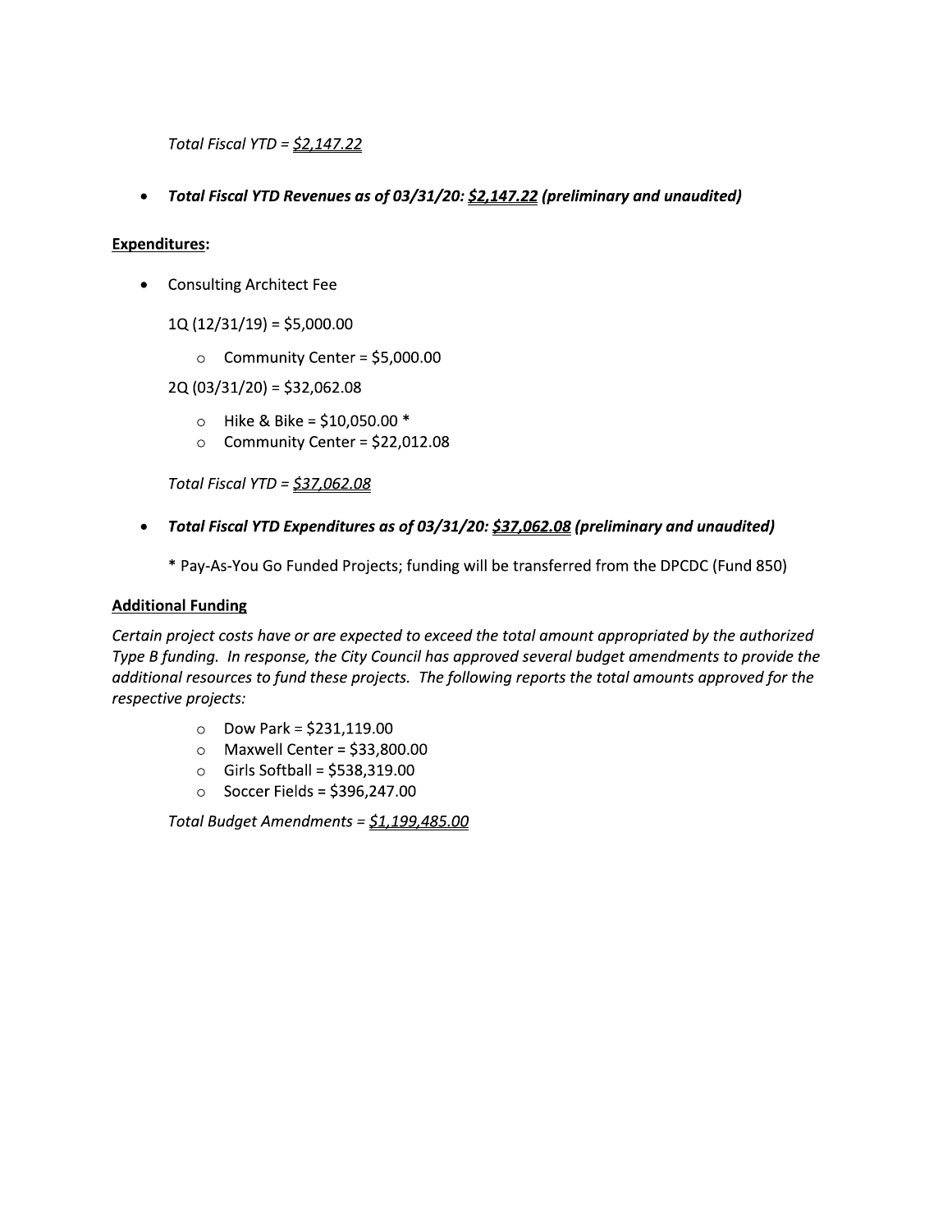*Total Fiscal YTD = $2,147.22*

- ***Total Fiscal YTD Revenues as of 03/31/20: $2,147.22 (preliminary and unaudited)***

**Expenditures:**

- Consulting Architect Fee

  1Q (12/31/19) = $5,000.00

  - Community Center = $5,000.00

  2Q (03/31/20) = $32,062.08

  - Hike & Bike = $10,050.00 *
  - Community Center = $22,012.08

  *Total Fiscal YTD = $37,062.08*

- ***Total Fiscal YTD Expenditures as of 03/31/20: $37,062.08 (preliminary and unaudited)***

  * Pay-As-You Go Funded Projects; funding will be transferred from the DPCDC (Fund 850)

**Additional Funding**

*Certain project costs have or are expected to exceed the total amount appropriated by the authorized Type B funding. In response, the City Council has approved several budget amendments to provide the additional resources to fund these projects. The following reports the total amounts approved for the respective projects:*

- Dow Park = $231,119.00
- Maxwell Center = $33,800.00
- Girls Softball = $538,319.00
- Soccer Fields = $396,247.00

*Total Budget Amendments = $1,199,485.00*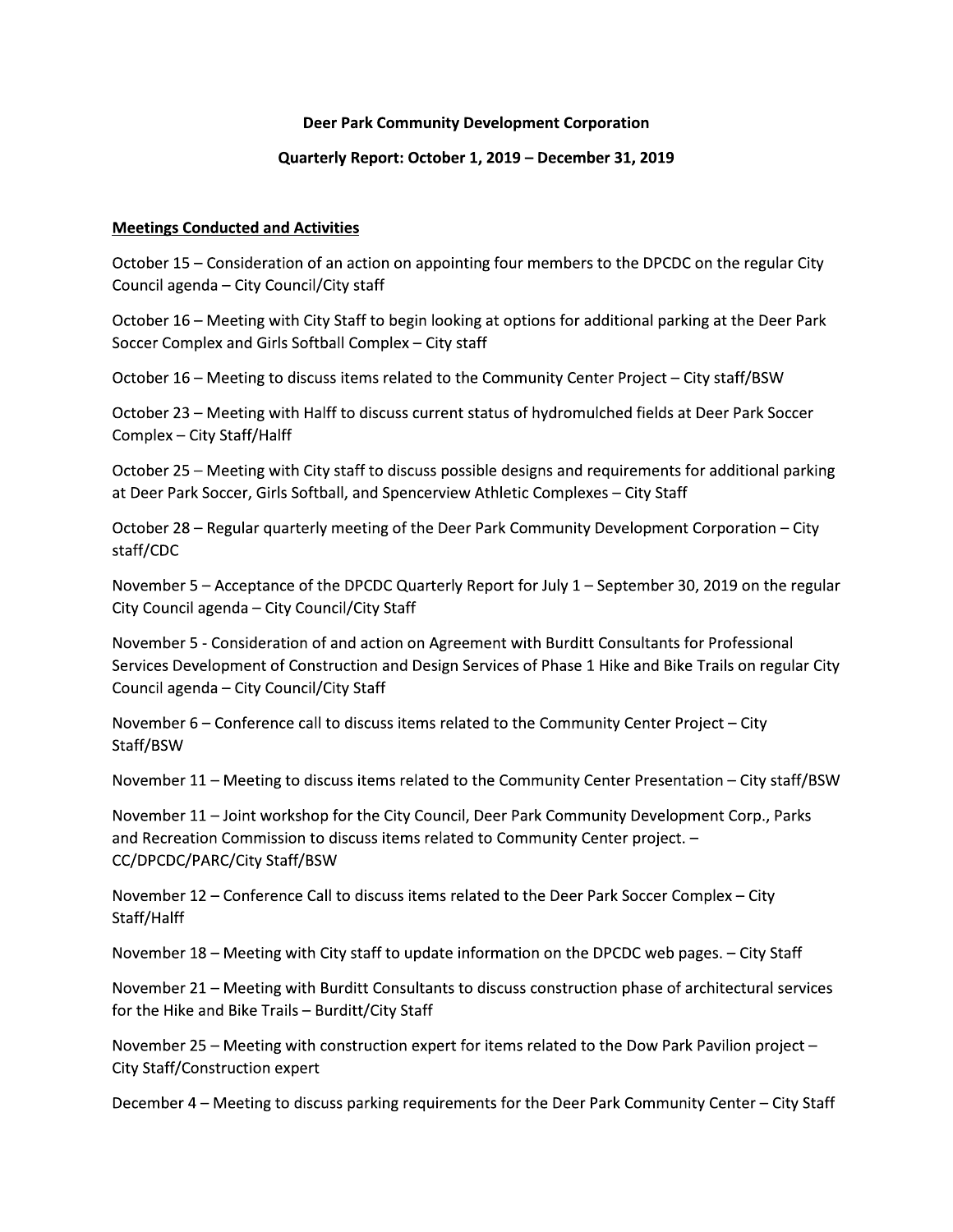**Deer Park Community Development Corporation**

**Quarterly Report: October 1, 2019 – December 31, 2019**

**Meetings Conducted and Activities**

October 15 – Consideration of an action on appointing four members to the DPCDC on the regular City Council agenda – City Council/City staff

October 16 – Meeting with City Staff to begin looking at options for additional parking at the Deer Park Soccer Complex and Girls Softball Complex – City staff

October 16 – Meeting to discuss items related to the Community Center Project – City staff/BSW

October 23 – Meeting with Halff to discuss current status of hydromulched fields at Deer Park Soccer Complex – City Staff/Halff

October 25 – Meeting with City staff to discuss possible designs and requirements for additional parking at Deer Park Soccer, Girls Softball, and Spencerview Athletic Complexes – City Staff

October 28 – Regular quarterly meeting of the Deer Park Community Development Corporation – City staff/CDC

November 5 – Acceptance of the DPCDC Quarterly Report for July 1 – September 30, 2019 on the regular City Council agenda – City Council/City Staff

November 5 - Consideration of and action on Agreement with Burditt Consultants for Professional Services Development of Construction and Design Services of Phase 1 Hike and Bike Trails on regular City Council agenda – City Council/City Staff

November 6 – Conference call to discuss items related to the Community Center Project – City Staff/BSW

November 11 – Meeting to discuss items related to the Community Center Presentation – City staff/BSW

November 11 – Joint workshop for the City Council, Deer Park Community Development Corp., Parks and Recreation Commission to discuss items related to Community Center project. – CC/DPCDC/PARC/City Staff/BSW

November 12 – Conference Call to discuss items related to the Deer Park Soccer Complex – City Staff/Halff

November 18 – Meeting with City staff to update information on the DPCDC web pages. – City Staff

November 21 – Meeting with Burditt Consultants to discuss construction phase of architectural services for the Hike and Bike Trails – Burditt/City Staff

November 25 – Meeting with construction expert for items related to the Dow Park Pavilion project – City Staff/Construction expert

December 4 – Meeting to discuss parking requirements for the Deer Park Community Center – City Staff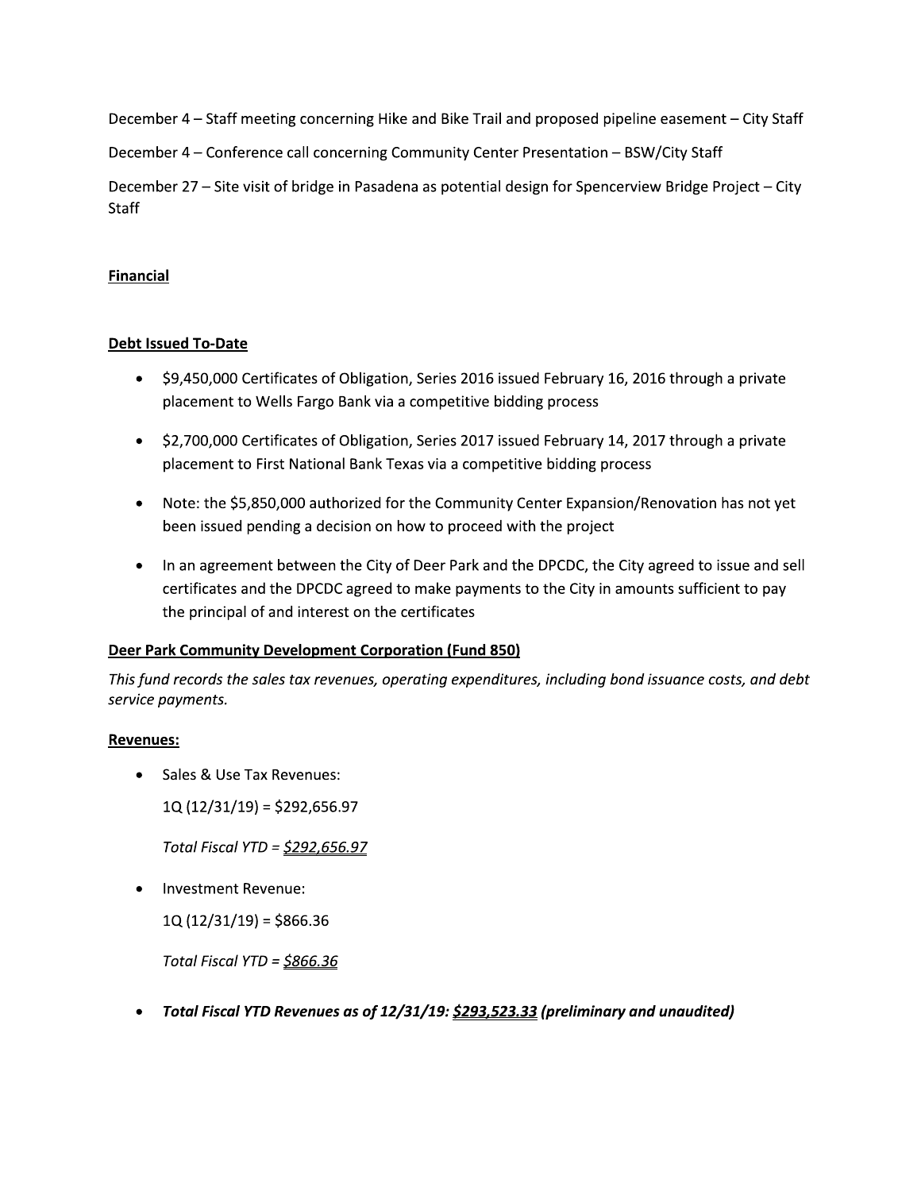December 4 – Staff meeting concerning Hike and Bike Trail and proposed pipeline easement – City Staff

December 4 – Conference call concerning Community Center Presentation – BSW/City Staff

December 27 – Site visit of bridge in Pasadena as potential design for Spencerview Bridge Project – City Staff

**Financial**

**Debt Issued To-Date**

- $9,450,000 Certificates of Obligation, Series 2016 issued February 16, 2016 through a private placement to Wells Fargo Bank via a competitive bidding process
- $2,700,000 Certificates of Obligation, Series 2017 issued February 14, 2017 through a private placement to First National Bank Texas via a competitive bidding process
- Note: the $5,850,000 authorized for the Community Center Expansion/Renovation has not yet been issued pending a decision on how to proceed with the project
- In an agreement between the City of Deer Park and the DPCDC, the City agreed to issue and sell certificates and the DPCDC agreed to make payments to the City in amounts sufficient to pay the principal of and interest on the certificates

**Deer Park Community Development Corporation (Fund 850)**

*This fund records the sales tax revenues, operating expenditures, including bond issuance costs, and debt service payments.*

**Revenues:**

- Sales & Use Tax Revenues:

  1Q (12/31/19) = $292,656.97

  *Total Fiscal YTD = $292,656.97*

- Investment Revenue:

  1Q (12/31/19) = $866.36

  *Total Fiscal YTD = $866.36*

- ***Total Fiscal YTD Revenues as of 12/31/19: $293,523.33 (preliminary and unaudited)***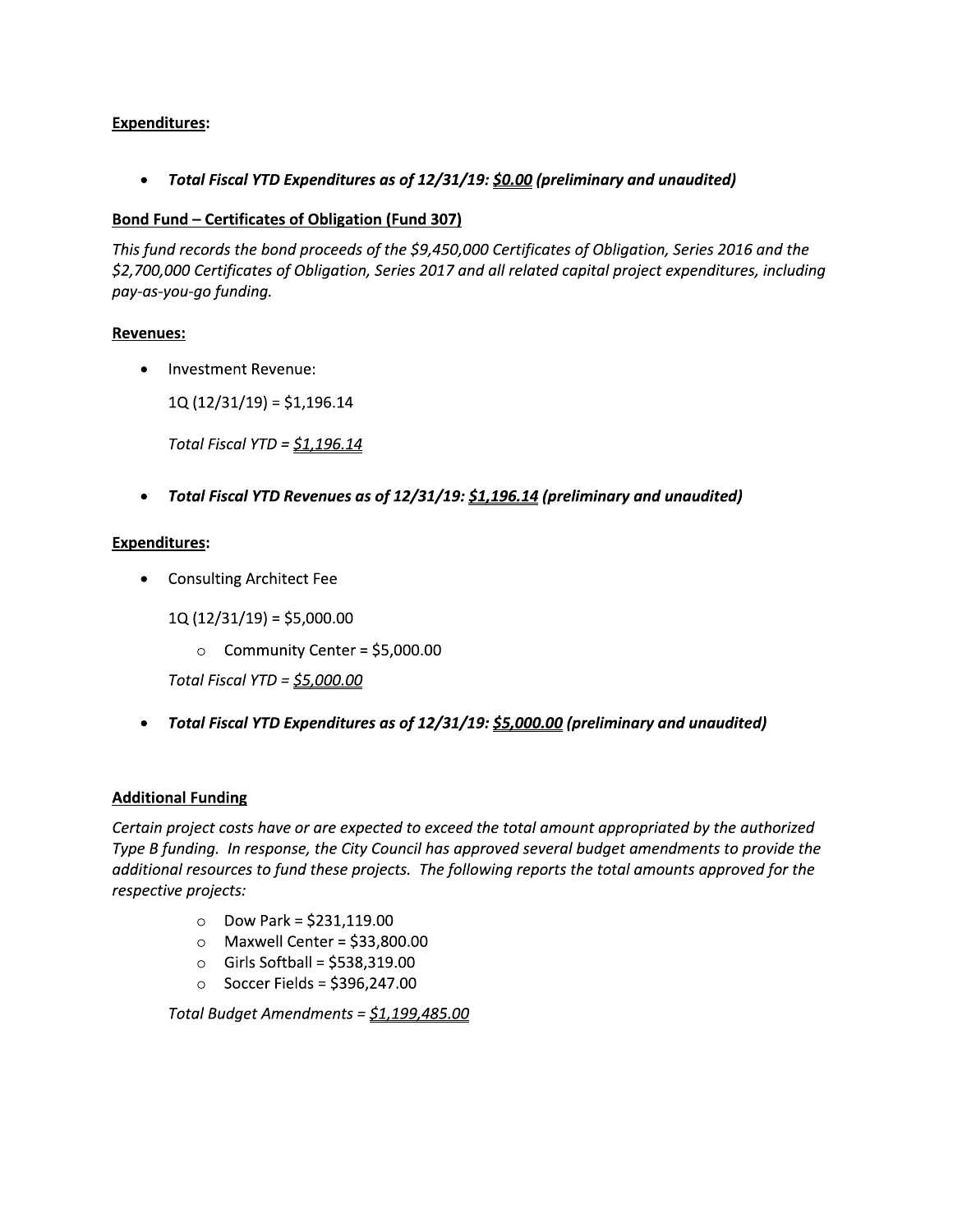**Expenditures:**

- ***Total Fiscal YTD Expenditures as of 12/31/19: $0.00 (preliminary and unaudited)***

**Bond Fund – Certificates of Obligation (Fund 307)**

*This fund records the bond proceeds of the $9,450,000 Certificates of Obligation, Series 2016 and the $2,700,000 Certificates of Obligation, Series 2017 and all related capital project expenditures, including pay-as-you-go funding.*

**Revenues:**

- Investment Revenue:

  1Q (12/31/19) = $1,196.14

  *Total Fiscal YTD = $1,196.14*

- ***Total Fiscal YTD Revenues as of 12/31/19: $1,196.14 (preliminary and unaudited)***

**Expenditures:**

- Consulting Architect Fee

  1Q (12/31/19) = $5,000.00

  - Community Center = $5,000.00

  *Total Fiscal YTD = $5,000.00*

- ***Total Fiscal YTD Expenditures as of 12/31/19: $5,000.00 (preliminary and unaudited)***

**Additional Funding**

*Certain project costs have or are expected to exceed the total amount appropriated by the authorized Type B funding. In response, the City Council has approved several budget amendments to provide the additional resources to fund these projects. The following reports the total amounts approved for the respective projects:*

- Dow Park = $231,119.00
- Maxwell Center = $33,800.00
- Girls Softball = $538,319.00
- Soccer Fields = $396,247.00

*Total Budget Amendments = $1,199,485.00*